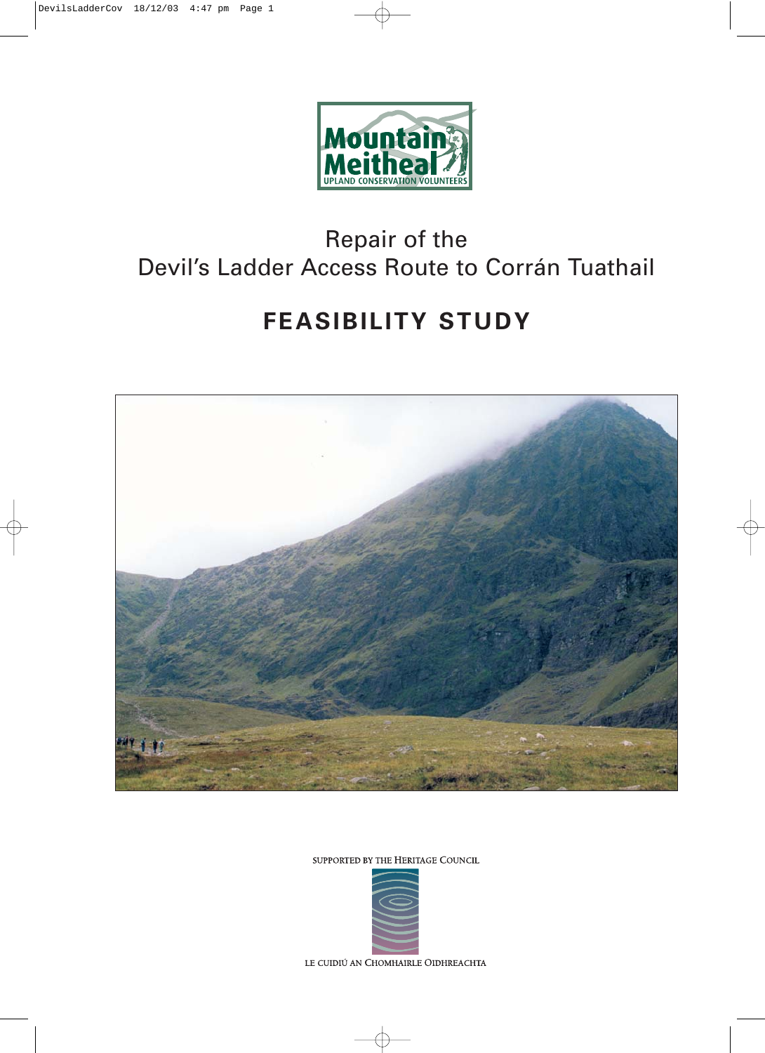Mountain Meitheal

UPLAND CONSERVATION VOLUNTEERS

Repair of the
Devil's Ladder Access Route to Corrán Tuathail

# FEASIBILITY STUDY

SUPPORTED BY THE HERITAGE COUNCIL

LE CUIDIÚ AN CHOMHAIRLE OIDHREACHTA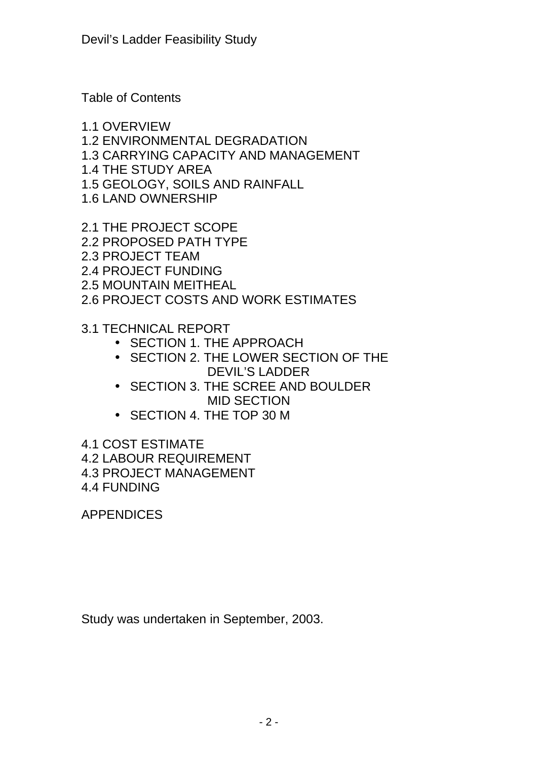Table of Contents

1.1 OVERVIEW
1.2 ENVIRONMENTAL DEGRADATION
1.3 CARRYING CAPACITY AND MANAGEMENT
1.4 THE STUDY AREA
1.5 GEOLOGY, SOILS AND RAINFALL
1.6 LAND OWNERSHIP

2.1 THE PROJECT SCOPE
2.2 PROPOSED PATH TYPE
2.3 PROJECT TEAM
2.4 PROJECT FUNDING
2.5 MOUNTAIN MEITHEAL
2.6 PROJECT COSTS AND WORK ESTIMATES

3.1 TECHNICAL REPORT

- SECTION 1. THE APPROACH
- SECTION 2. THE LOWER SECTION OF THE DEVIL'S LADDER
- SECTION 3. THE SCREE AND BOULDER MID SECTION
- SECTION 4. THE TOP 30 M

4.1 COST ESTIMATE
4.2 LABOUR REQUIREMENT
4.3 PROJECT MANAGEMENT
4.4 FUNDING

APPENDICES

Study was undertaken in September, 2003.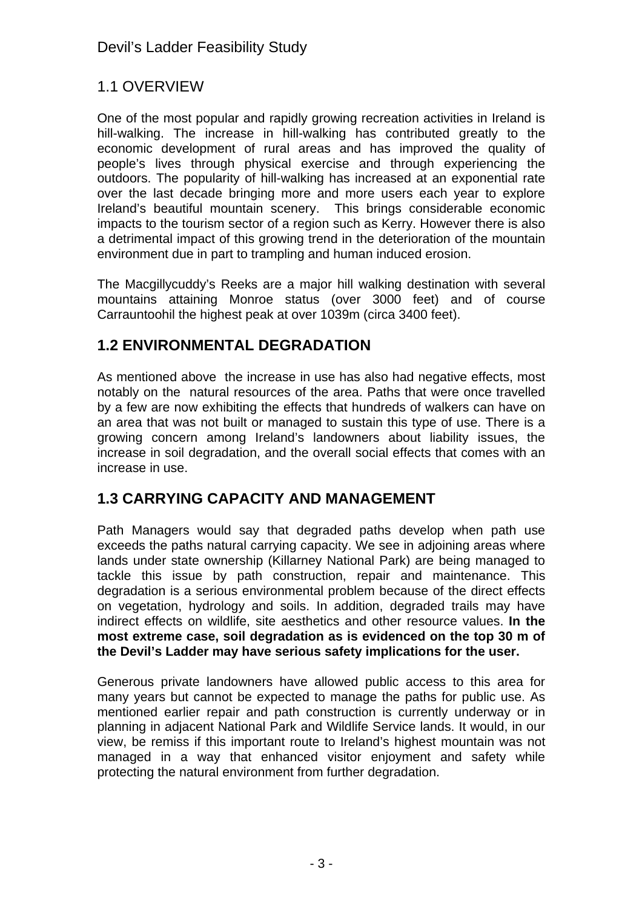## 1.1 OVERVIEW

One of the most popular and rapidly growing recreation activities in Ireland is hill-walking. The increase in hill-walking has contributed greatly to the economic development of rural areas and has improved the quality of people's lives through physical exercise and through experiencing the outdoors. The popularity of hill-walking has increased at an exponential rate over the last decade bringing more and more users each year to explore Ireland's beautiful mountain scenery. This brings considerable economic impacts to the tourism sector of a region such as Kerry. However there is also a detrimental impact of this growing trend in the deterioration of the mountain environment due in part to trampling and human induced erosion.

The Macgillycuddy's Reeks are a major hill walking destination with several mountains attaining Monroe status (over 3000 feet) and of course Carrauntoohil the highest peak at over 1039m (circa 3400 feet).

## 1.2 ENVIRONMENTAL DEGRADATION

As mentioned above the increase in use has also had negative effects, most notably on the natural resources of the area. Paths that were once travelled by a few are now exhibiting the effects that hundreds of walkers can have on an area that was not built or managed to sustain this type of use. There is a growing concern among Ireland's landowners about liability issues, the increase in soil degradation, and the overall social effects that comes with an increase in use.

## 1.3 CARRYING CAPACITY AND MANAGEMENT

Path Managers would say that degraded paths develop when path use exceeds the paths natural carrying capacity. We see in adjoining areas where lands under state ownership (Killarney National Park) are being managed to tackle this issue by path construction, repair and maintenance. This degradation is a serious environmental problem because of the direct effects on vegetation, hydrology and soils. In addition, degraded trails may have indirect effects on wildlife, site aesthetics and other resource values. **In the most extreme case, soil degradation as is evidenced on the top 30 m of the Devil's Ladder may have serious safety implications for the user.**

Generous private landowners have allowed public access to this area for many years but cannot be expected to manage the paths for public use. As mentioned earlier repair and path construction is currently underway or in planning in adjacent National Park and Wildlife Service lands. It would, in our view, be remiss if this important route to Ireland's highest mountain was not managed in a way that enhanced visitor enjoyment and safety while protecting the natural environment from further degradation.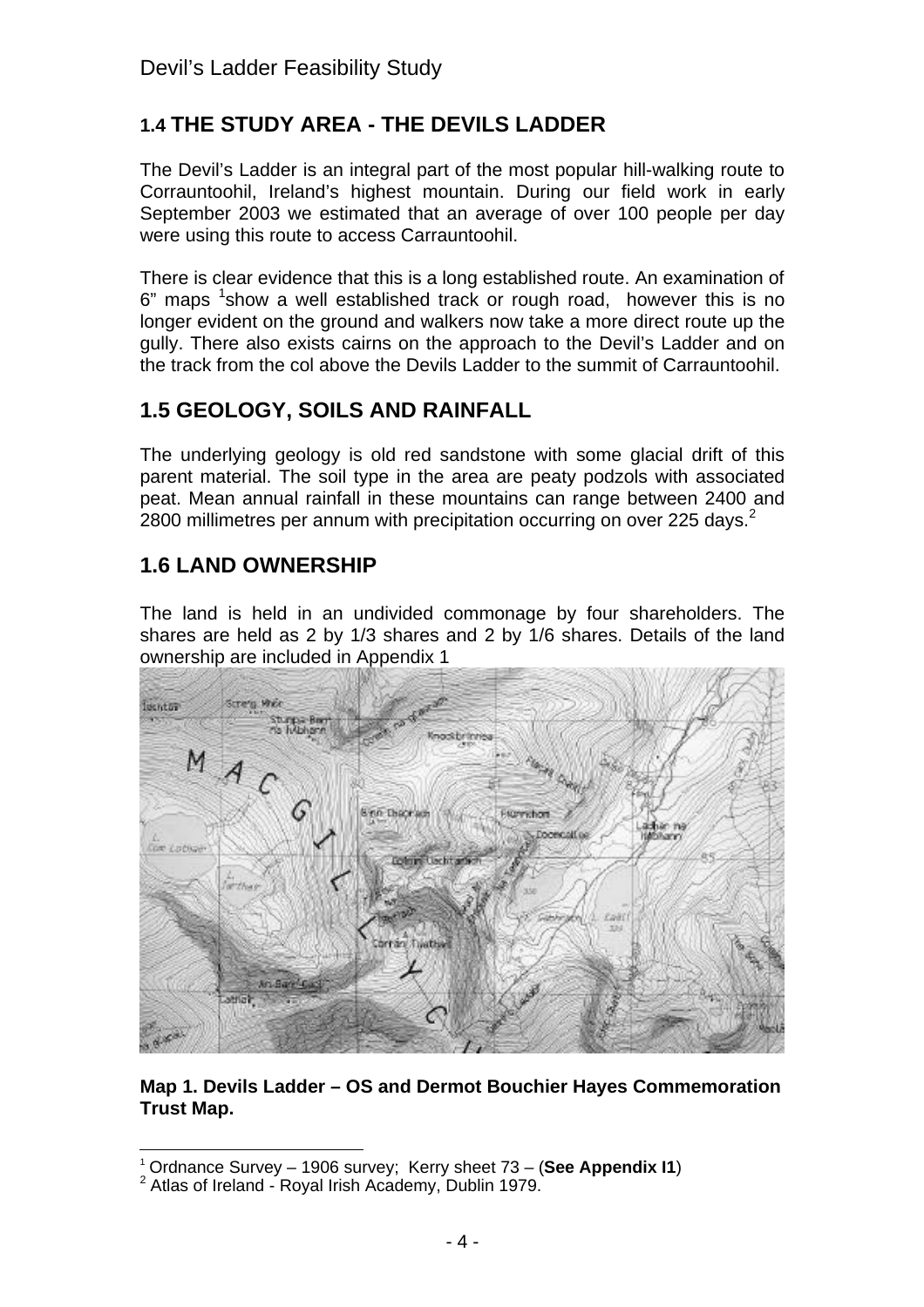## 1.4 THE STUDY AREA - THE DEVILS LADDER

The Devil's Ladder is an integral part of the most popular hill-walking route to Corrauntoohil, Ireland's highest mountain. During our field work in early September 2003 we estimated that an average of over 100 people per day were using this route to access Carrauntoohil.

There is clear evidence that this is a long established route. An examination of 6" maps [1]show a well established track or rough road, however this is no longer evident on the ground and walkers now take a more direct route up the gully. There also exists cairns on the approach to the Devil's Ladder and on the track from the col above the Devils Ladder to the summit of Carrauntoohil.

## 1.5 GEOLOGY, SOILS AND RAINFALL

The underlying geology is old red sandstone with some glacial drift of this parent material. The soil type in the area are peaty podzols with associated peat. Mean annual rainfall in these mountains can range between 2400 and 2800 millimetres per annum with precipitation occurring on over 225 days.[2]

## 1.6 LAND OWNERSHIP

The land is held in an undivided commonage by four shareholders. The shares are held as 2 by 1/3 shares and 2 by 1/6 shares. Details of the land ownership are included in Appendix 1

**Map 1. Devils Ladder – OS and Dermot Bouchier Hayes Commemoration Trust Map.**

[1] Ordnance Survey – 1906 survey; Kerry sheet 73 – (**See Appendix I1**)

[2] Atlas of Ireland - Royal Irish Academy, Dublin 1979.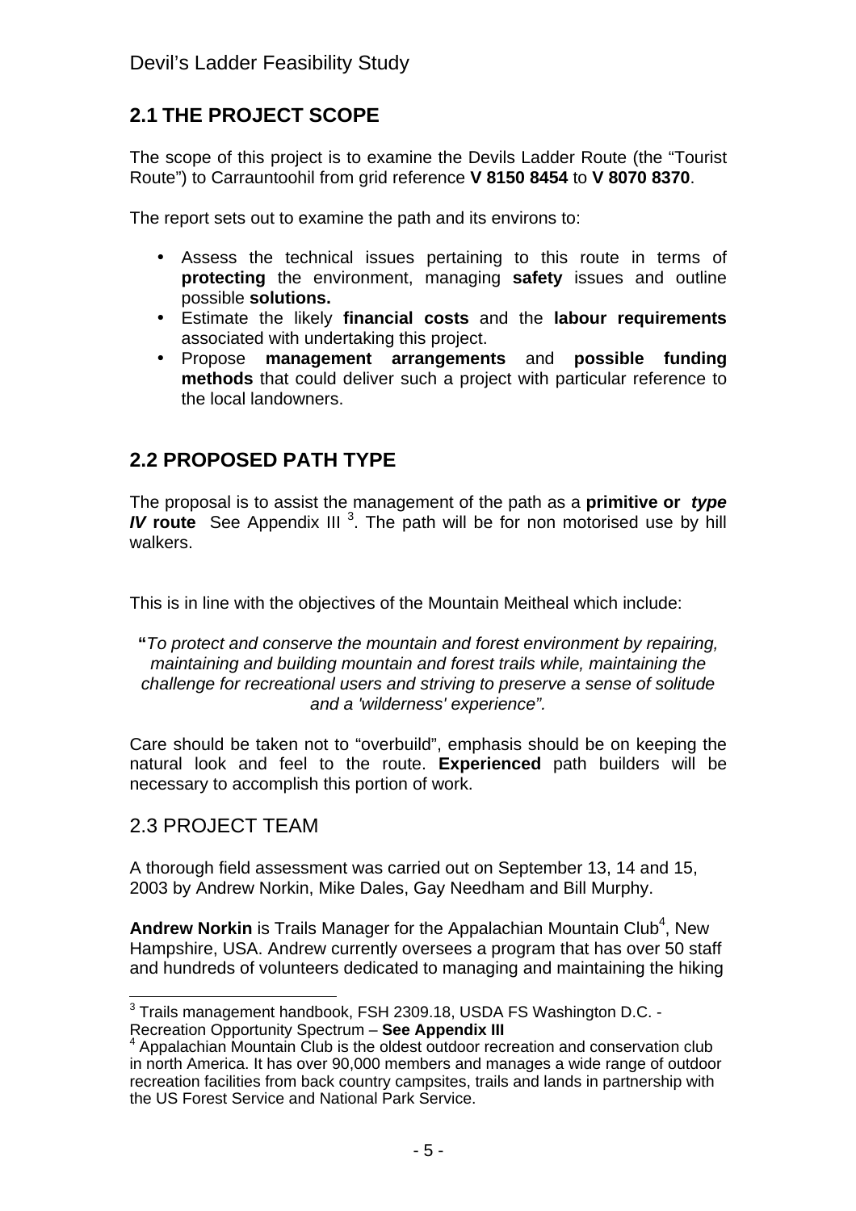## 2.1 THE PROJECT SCOPE

The scope of this project is to examine the Devils Ladder Route (the "Tourist Route") to Carrauntoohil from grid reference **V 8150 8454** to **V 8070 8370**.

The report sets out to examine the path and its environs to:

- Assess the technical issues pertaining to this route in terms of **protecting** the environment, managing **safety** issues and outline possible **solutions.**
- Estimate the likely **financial costs** and the **labour requirements** associated with undertaking this project.
- Propose **management arrangements** and **possible funding methods** that could deliver such a project with particular reference to the local landowners.

## 2.2 PROPOSED PATH TYPE

The proposal is to assist the management of the path as a **primitive or** ***type IV*** **route** See Appendix III [3]. The path will be for non motorised use by hill walkers.

This is in line with the objectives of the Mountain Meitheal which include:

> **"***To protect and conserve the mountain and forest environment by repairing, maintaining and building mountain and forest trails while, maintaining the challenge for recreational users and striving to preserve a sense of solitude and a 'wilderness' experience".*

Care should be taken not to "overbuild", emphasis should be on keeping the natural look and feel to the route. **Experienced** path builders will be necessary to accomplish this portion of work.

## 2.3 PROJECT TEAM

A thorough field assessment was carried out on September 13, 14 and 15, 2003 by Andrew Norkin, Mike Dales, Gay Needham and Bill Murphy.

**Andrew Norkin** is Trails Manager for the Appalachian Mountain Club[4], New Hampshire, USA. Andrew currently oversees a program that has over 50 staff and hundreds of volunteers dedicated to managing and maintaining the hiking

---

[3] Trails management handbook, FSH 2309.18, USDA FS Washington D.C. - Recreation Opportunity Spectrum – **See Appendix III**

[4] Appalachian Mountain Club is the oldest outdoor recreation and conservation club in north America. It has over 90,000 members and manages a wide range of outdoor recreation facilities from back country campsites, trails and lands in partnership with the US Forest Service and National Park Service.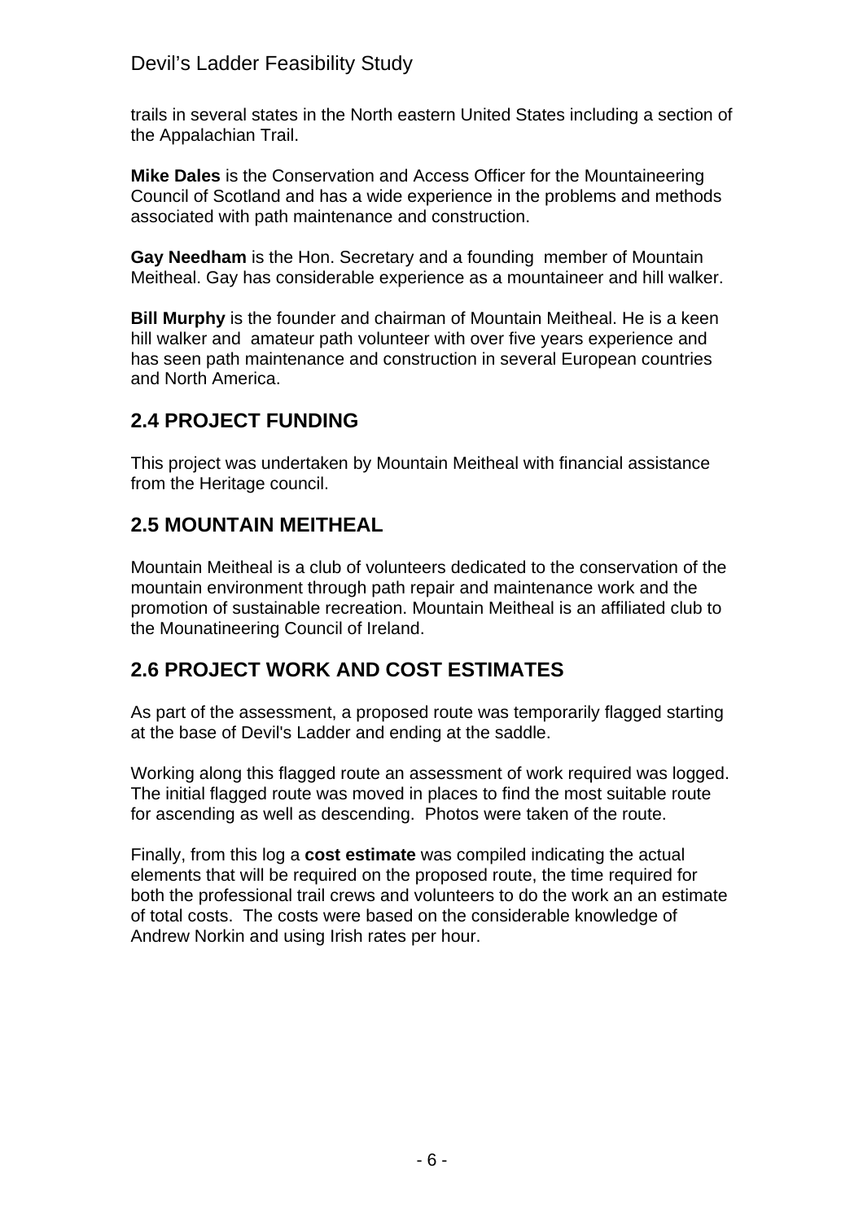trails in several states in the North eastern United States including a section of the Appalachian Trail.

**Mike Dales** is the Conservation and Access Officer for the Mountaineering Council of Scotland and has a wide experience in the problems and methods associated with path maintenance and construction.

**Gay Needham** is the Hon. Secretary and a founding member of Mountain Meitheal. Gay has considerable experience as a mountaineer and hill walker.

**Bill Murphy** is the founder and chairman of Mountain Meitheal. He is a keen hill walker and amateur path volunteer with over five years experience and has seen path maintenance and construction in several European countries and North America.

## 2.4 PROJECT FUNDING

This project was undertaken by Mountain Meitheal with financial assistance from the Heritage council.

## 2.5 MOUNTAIN MEITHEAL

Mountain Meitheal is a club of volunteers dedicated to the conservation of the mountain environment through path repair and maintenance work and the promotion of sustainable recreation. Mountain Meitheal is an affiliated club to the Mounatineering Council of Ireland.

## 2.6 PROJECT WORK AND COST ESTIMATES

As part of the assessment, a proposed route was temporarily flagged starting at the base of Devil's Ladder and ending at the saddle.

Working along this flagged route an assessment of work required was logged. The initial flagged route was moved in places to find the most suitable route for ascending as well as descending. Photos were taken of the route.

Finally, from this log a **cost estimate** was compiled indicating the actual elements that will be required on the proposed route, the time required for both the professional trail crews and volunteers to do the work an an estimate of total costs. The costs were based on the considerable knowledge of Andrew Norkin and using Irish rates per hour.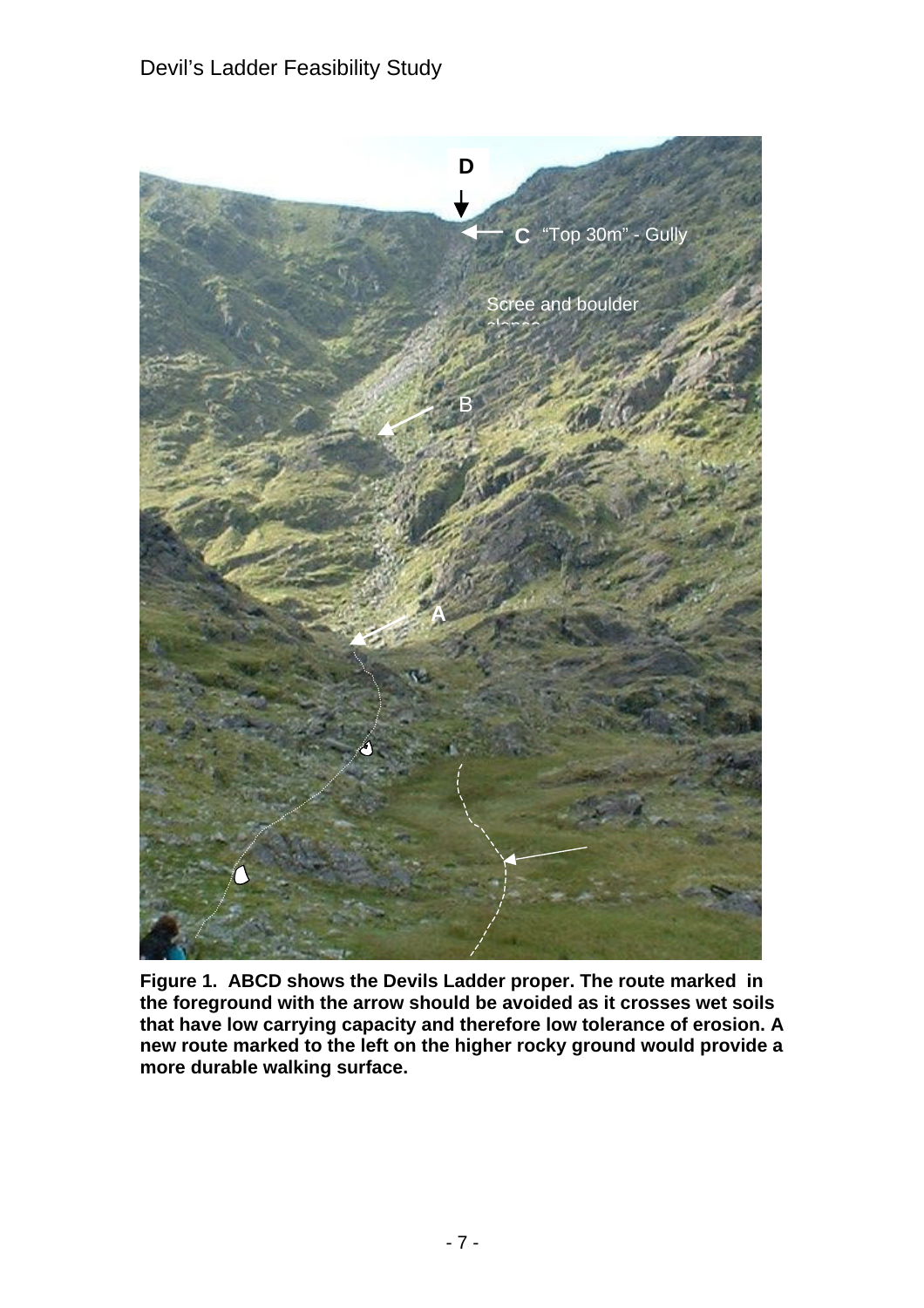**Figure 1. ABCD shows the Devils Ladder proper. The route marked in the foreground with the arrow should be avoided as it crosses wet soils that have low carrying capacity and therefore low tolerance of erosion. A new route marked to the left on the higher rocky ground would provide a more durable walking surface.**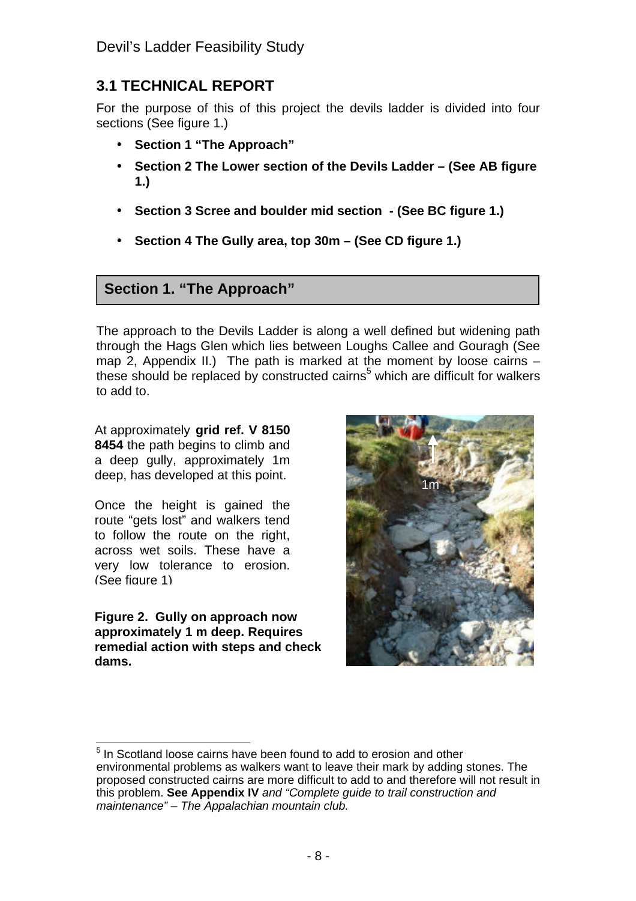## 3.1 TECHNICAL REPORT

For the purpose of this of this project the devils ladder is divided into four sections (See figure 1.)

- **Section 1 "The Approach"**
- **Section 2 The Lower section of the Devils Ladder – (See AB figure 1.)**
- **Section 3 Scree and boulder mid section - (See BC figure 1.)**
- **Section 4 The Gully area, top 30m – (See CD figure 1.)**

### Section 1. "The Approach"

The approach to the Devils Ladder is along a well defined but widening path through the Hags Glen which lies between Loughs Callee and Gouragh (See map 2, Appendix II.) The path is marked at the moment by loose cairns – these should be replaced by constructed cairns[5] which are difficult for walkers to add to.

At approximately **grid ref. V 8150 8454** the path begins to climb and a deep gully, approximately 1m deep, has developed at this point.

Once the height is gained the route "gets lost" and walkers tend to follow the route on the right, across wet soils. These have a very low tolerance to erosion. (See figure 1)

**Figure 2. Gully on approach now approximately 1 m deep. Requires remedial action with steps and check dams.**

[5] In Scotland loose cairns have been found to add to erosion and other environmental problems as walkers want to leave their mark by adding stones. The proposed constructed cairns are more difficult to add to and therefore will not result in this problem. **See Appendix IV** *and "Complete guide to trail construction and maintenance" – The Appalachian mountain club.*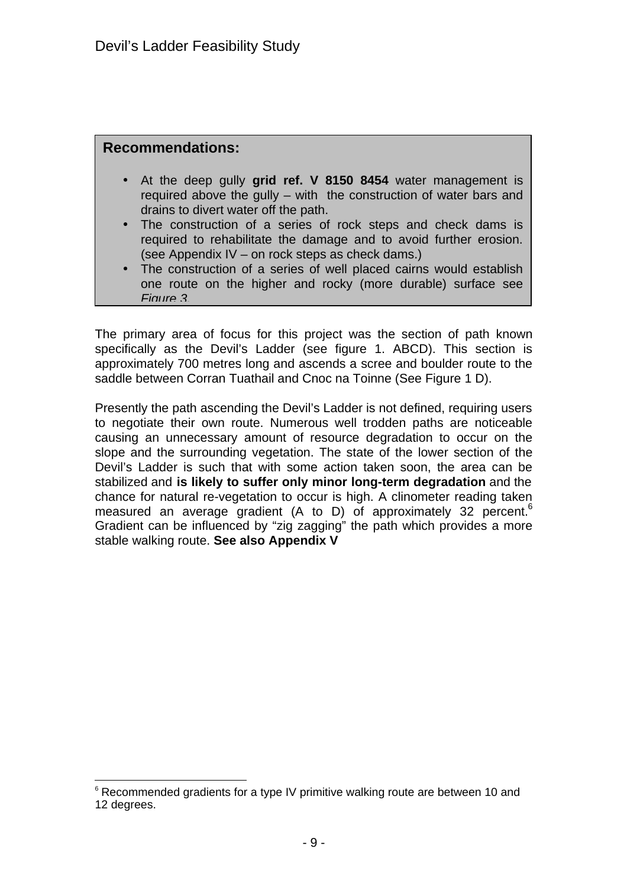**Recommendations:**

- At the deep gully **grid ref. V 8150 8454** water management is required above the gully – with the construction of water bars and drains to divert water off the path.
- The construction of a series of rock steps and check dams is required to rehabilitate the damage and to avoid further erosion. (see Appendix IV – on rock steps as check dams.)
- The construction of a series of well placed cairns would establish one route on the higher and rocky (more durable) surface see *Figure 3*

The primary area of focus for this project was the section of path known specifically as the Devil's Ladder (see figure 1. ABCD). This section is approximately 700 metres long and ascends a scree and boulder route to the saddle between Corran Tuathail and Cnoc na Toinne (See Figure 1 D).

Presently the path ascending the Devil's Ladder is not defined, requiring users to negotiate their own route. Numerous well trodden paths are noticeable causing an unnecessary amount of resource degradation to occur on the slope and the surrounding vegetation. The state of the lower section of the Devil's Ladder is such that with some action taken soon, the area can be stabilized and **is likely to suffer only minor long-term degradation** and the chance for natural re-vegetation to occur is high. A clinometer reading taken measured an average gradient (A to D) of approximately 32 percent.[6] Gradient can be influenced by "zig zagging" the path which provides a more stable walking route. **See also Appendix V**

[6] Recommended gradients for a type IV primitive walking route are between 10 and 12 degrees.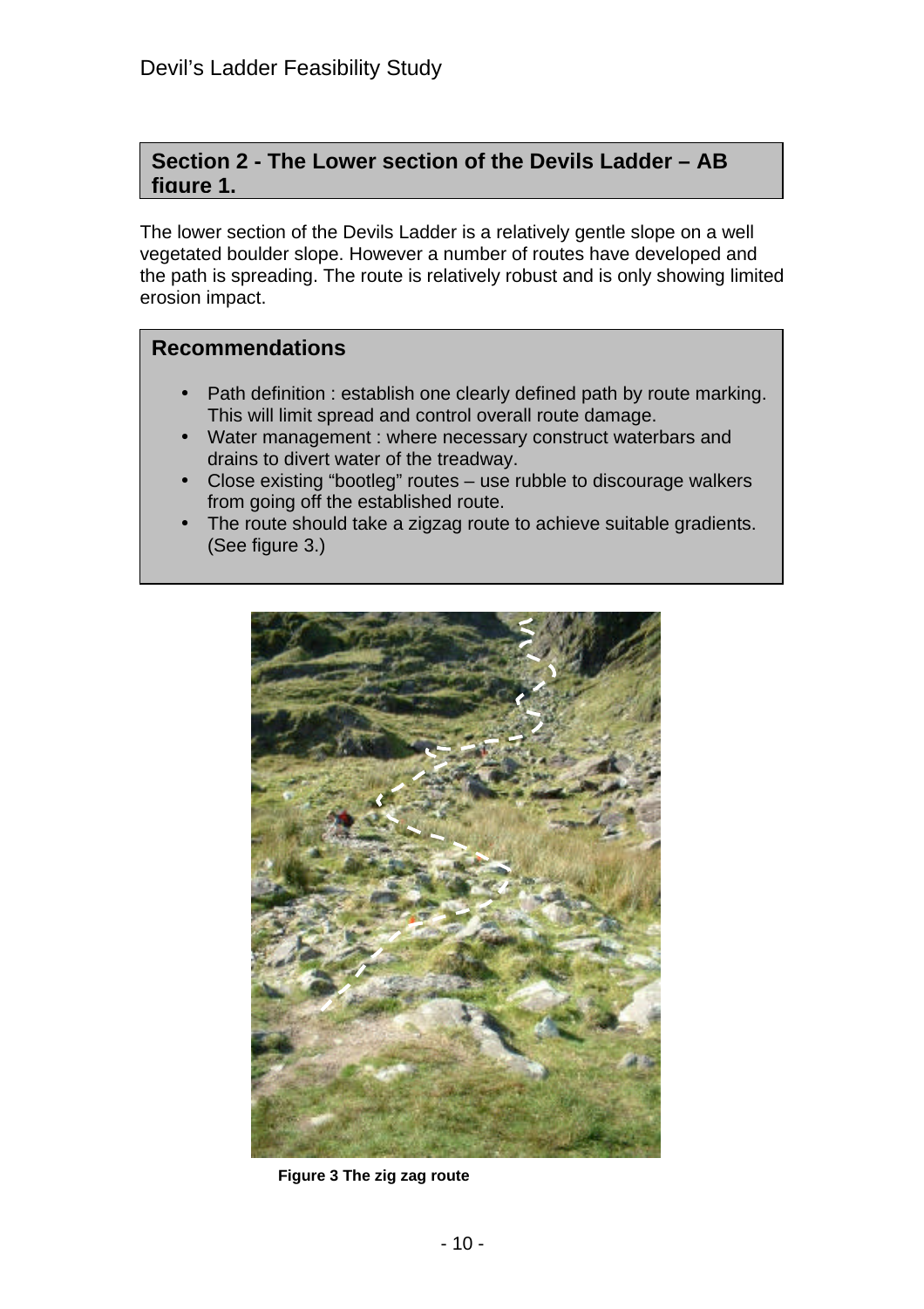## Section 2 - The Lower section of the Devils Ladder – AB figure 1.

The lower section of the Devils Ladder is a relatively gentle slope on a well vegetated boulder slope. However a number of routes have developed and the path is spreading. The route is relatively robust and is only showing limited erosion impact.

### Recommendations

- Path definition : establish one clearly defined path by route marking. This will limit spread and control overall route damage.
- Water management : where necessary construct waterbars and drains to divert water of the treadway.
- Close existing "bootleg" routes – use rubble to discourage walkers from going off the established route.
- The route should take a zigzag route to achieve suitable gradients. (See figure 3.)

**Figure 3 The zig zag route**